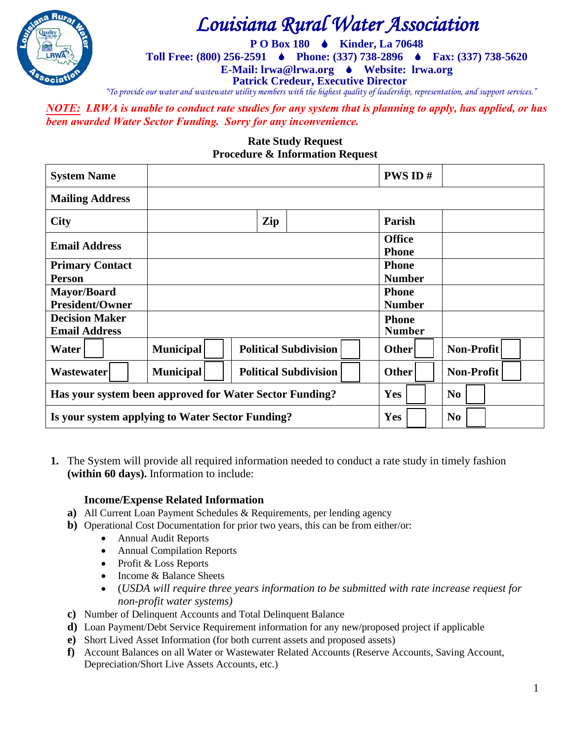# Louisiana Rural Water Association

**P O Box 180 ♦ Kinder, La 70648**

**Toll Free: (800) 256-2591 ♦ Phone: (337) 738-2896 ♦ Fax: (337) 738-5620**

**E-Mail: lrwa@lrwa.org ♦ Website: lrwa.org**

**Patrick Credeur, Executive Director**

*"To provide our water and wastewater utility members with the highest quality of leadership, representation, and support services."*

***NOTE: LRWA is unable to conduct rate studies for any system that is planning to apply, has applied, or has been awarded Water Sector Funding. Sorry for any inconvenience.***

## Rate Study Request
## Procedure & Information Request

| | | | | | |
|---|---|---|---|---|---|
| **System Name** | | | | **PWS ID #** | |
| **Mailing Address** | | | | | |
| **City** | | **Zip** | | **Parish** | |
| **Email Address** | | | | **Office Phone** | |
| **Primary Contact Person** | | | | **Phone Number** | |
| **Mayor/Board President/Owner** | | | | **Phone Number** | |
| **Decision Maker Email Address** | | | | **Phone Number** | |
| **Water** ☐ | **Municipal** ☐ | **Political Subdivision** ☐ | | **Other** ☐ | **Non-Profit** ☐ |
| **Wastewater** ☐ | **Municipal** ☐ | **Political Subdivision** ☐ | | **Other** ☐ | **Non-Profit** ☐ |
| **Has your system been approved for Water Sector Funding?** | | | | **Yes** ☐ | **No** ☐ |
| **Is your system applying to Water Sector Funding?** | | | | **Yes** ☐ | **No** ☐ |

1. The System will provide all required information needed to conduct a rate study in timely fashion **(within 60 days).** Information to include:

   **Income/Expense Related Information**

   **a)** All Current Loan Payment Schedules & Requirements, per lending agency

   **b)** Operational Cost Documentation for prior two years, this can be from either/or:
   - Annual Audit Reports
   - Annual Compilation Reports
   - Profit & Loss Reports
   - Income & Balance Sheets
   - (*USDA will require three years information to be submitted with rate increase request for non-profit water systems)*

   **c)** Number of Delinquent Accounts and Total Delinquent Balance

   **d)** Loan Payment/Debt Service Requirement information for any new/proposed project if applicable

   **e)** Short Lived Asset Information (for both current assets and proposed assets)

   **f)** Account Balances on all Water or Wastewater Related Accounts (Reserve Accounts, Saving Account, Depreciation/Short Live Assets Accounts, etc.)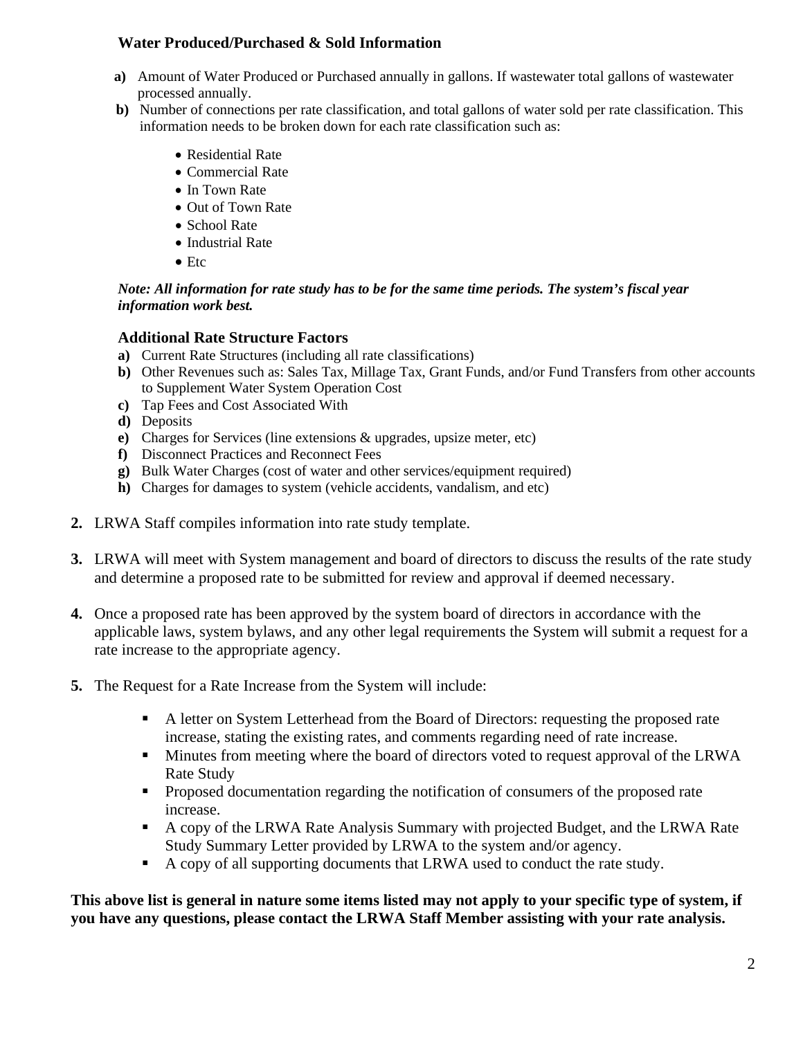**Water Produced/Purchased & Sold Information**

- **a)** Amount of Water Produced or Purchased annually in gallons. If wastewater total gallons of wastewater processed annually.
- **b)** Number of connections per rate classification, and total gallons of water sold per rate classification. This information needs to be broken down for each rate classification such as:
  - Residential Rate
  - Commercial Rate
  - In Town Rate
  - Out of Town Rate
  - School Rate
  - Industrial Rate
  - Etc

***Note: All information for rate study has to be for the same time periods. The system's fiscal year information work best.***

### Additional Rate Structure Factors

- **a)** Current Rate Structures (including all rate classifications)
- **b)** Other Revenues such as: Sales Tax, Millage Tax, Grant Funds, and/or Fund Transfers from other accounts to Supplement Water System Operation Cost
- **c)** Tap Fees and Cost Associated With
- **d)** Deposits
- **e)** Charges for Services (line extensions & upgrades, upsize meter, etc)
- **f)** Disconnect Practices and Reconnect Fees
- **g)** Bulk Water Charges (cost of water and other services/equipment required)
- **h)** Charges for damages to system (vehicle accidents, vandalism, and etc)

**2.** LRWA Staff compiles information into rate study template.

**3.** LRWA will meet with System management and board of directors to discuss the results of the rate study and determine a proposed rate to be submitted for review and approval if deemed necessary.

**4.** Once a proposed rate has been approved by the system board of directors in accordance with the applicable laws, system bylaws, and any other legal requirements the System will submit a request for a rate increase to the appropriate agency.

**5.** The Request for a Rate Increase from the System will include:

- A letter on System Letterhead from the Board of Directors: requesting the proposed rate increase, stating the existing rates, and comments regarding need of rate increase.
- Minutes from meeting where the board of directors voted to request approval of the LRWA Rate Study
- Proposed documentation regarding the notification of consumers of the proposed rate increase.
- A copy of the LRWA Rate Analysis Summary with projected Budget, and the LRWA Rate Study Summary Letter provided by LRWA to the system and/or agency.
- A copy of all supporting documents that LRWA used to conduct the rate study.

**This above list is general in nature some items listed may not apply to your specific type of system, if you have any questions, please contact the LRWA Staff Member assisting with your rate analysis.**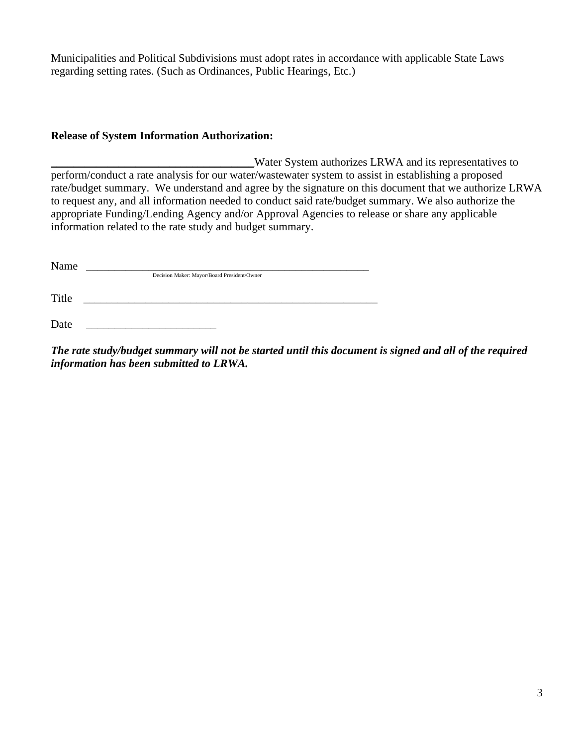Municipalities and Political Subdivisions must adopt rates in accordance with applicable State Laws regarding setting rates. (Such as Ordinances, Public Hearings, Etc.)

**Release of System Information Authorization:**

**\_\_\_\_\_\_\_\_\_\_\_\_\_\_\_\_\_\_\_\_\_\_\_\_\_\_\_\_\_\_\_\_\_\_\_**Water System authorizes LRWA and its representatives to perform/conduct a rate analysis for our water/wastewater system to assist in establishing a proposed rate/budget summary. We understand and agree by the signature on this document that we authorize LRWA to request any, and all information needed to conduct said rate/budget summary. We also authorize the appropriate Funding/Lending Agency and/or Approval Agencies to release or share any applicable information related to the rate study and budget summary.

Name \_\_\_\_\_\_\_\_\_\_\_\_\_\_\_\_\_\_\_\_\_\_\_\_\_\_\_\_\_\_\_\_\_\_\_\_\_\_\_\_\_\_\_\_\_\_\_\_\_\_\_\_
Decision Maker: Mayor/Board President/Owner

Title \_\_\_\_\_\_\_\_\_\_\_\_\_\_\_\_\_\_\_\_\_\_\_\_\_\_\_\_\_\_\_\_\_\_\_\_\_\_\_\_\_\_\_\_\_\_\_\_\_\_\_\_\_\_

Date \_\_\_\_\_\_\_\_\_\_\_\_\_\_\_\_\_\_\_\_\_\_\_

***The rate study/budget summary will not be started until this document is signed and all of the required information has been submitted to LRWA.***